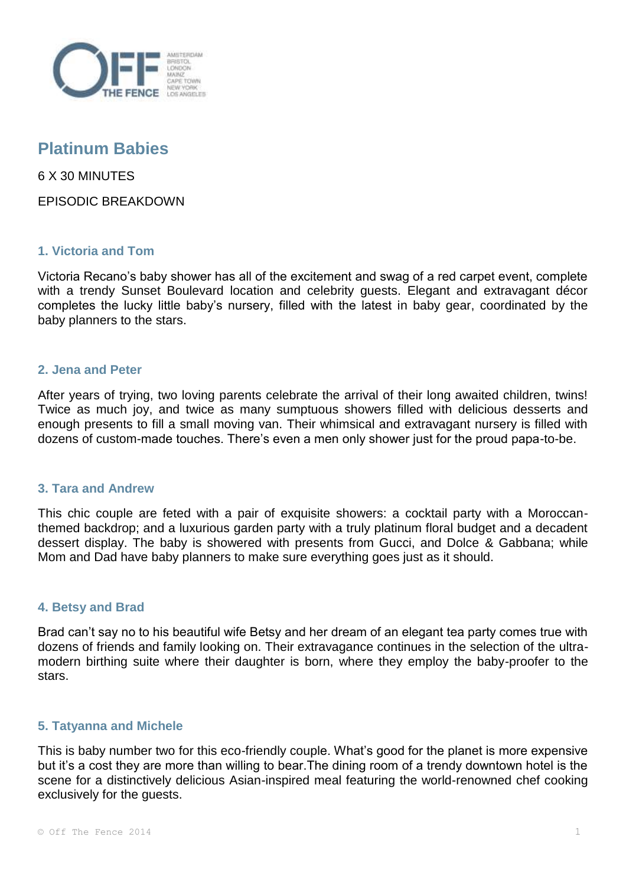# Platinum Babies

6 X 30 MINUTES

EPISODIC BREAKDOWN

### 1. Victoria and Tom

Victoria Recano's baby shower has all of the excitement and swag of a red carpet event, complete with a trendy Sunset Boulevard location and celebrity guests. Elegant and extravagant décor completes the lucky little baby's nursery, filled with the latest in baby gear, coordinated by the baby planners to the stars.

### 2. Jena and Peter

After years of trying, two loving parents celebrate the arrival of their long awaited children, twins! Twice as much joy, and twice as many sumptuous showers filled with delicious desserts and enough presents to fill a small moving van. Their whimsical and extravagant nursery is filled with dozens of custom-made touches. There's even a men only shower just for the proud papa-to-be.

### 3. Tara and Andrew

This chic couple are feted with a pair of exquisite showers: a cocktail party with a Moroccan-themed backdrop; and a luxurious garden party with a truly platinum floral budget and a decadent dessert display. The baby is showered with presents from Gucci, and Dolce & Gabbana; while Mom and Dad have baby planners to make sure everything goes just as it should.

### 4. Betsy and Brad

Brad can't say no to his beautiful wife Betsy and her dream of an elegant tea party comes true with dozens of friends and family looking on. Their extravagance continues in the selection of the ultra-modern birthing suite where their daughter is born, where they employ the baby-proofer to the stars.

### 5. Tatyanna and Michele

This is baby number two for this eco-friendly couple. What's good for the planet is more expensive but it's a cost they are more than willing to bear.The dining room of a trendy downtown hotel is the scene for a distinctively delicious Asian-inspired meal featuring the world-renowned chef cooking exclusively for the guests.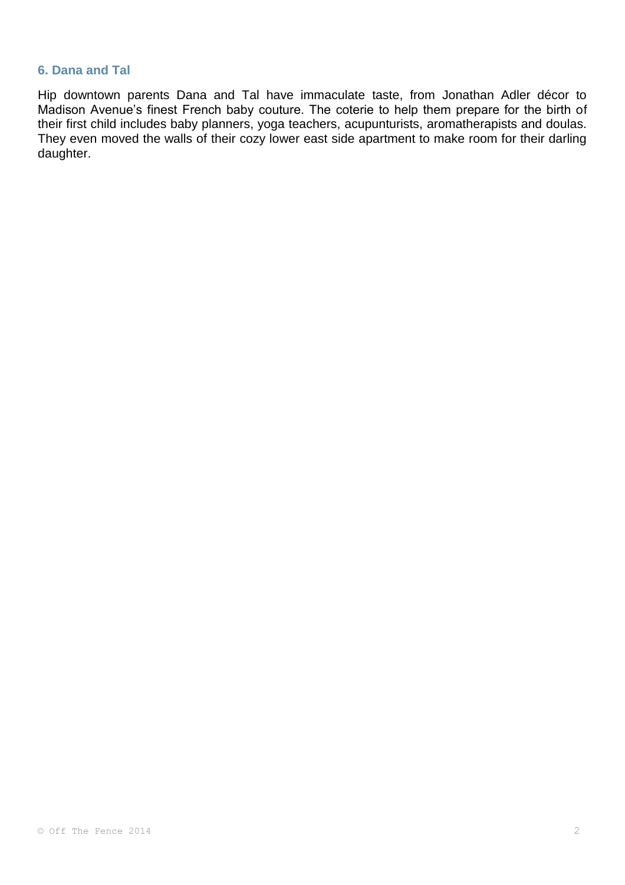### 6. Dana and Tal

Hip downtown parents Dana and Tal have immaculate taste, from Jonathan Adler décor to Madison Avenue's finest French baby couture. The coterie to help them prepare for the birth of their first child includes baby planners, yoga teachers, acupunturists, aromatherapists and doulas. They even moved the walls of their cozy lower east side apartment to make room for their darling daughter.